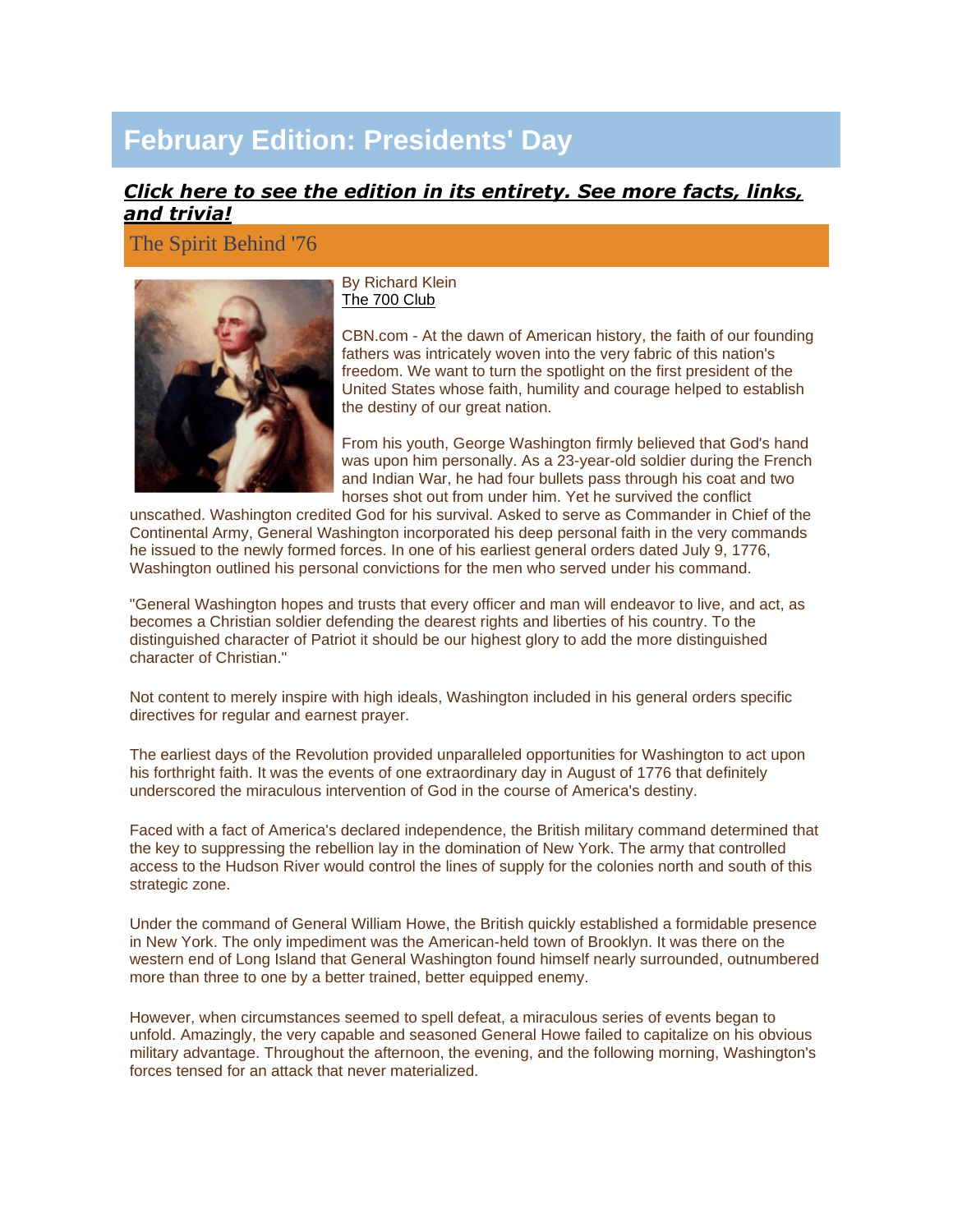# February Edition: Presidents' Day

***Click here to see the edition in its entirety. See more facts, links, and trivia!***

## The Spirit Behind '76

By Richard Klein
The 700 Club

CBN.com - At the dawn of American history, the faith of our founding fathers was intricately woven into the very fabric of this nation's freedom. We want to turn the spotlight on the first president of the United States whose faith, humility and courage helped to establish the destiny of our great nation.

From his youth, George Washington firmly believed that God's hand was upon him personally. As a 23-year-old soldier during the French and Indian War, he had four bullets pass through his coat and two horses shot out from under him. Yet he survived the conflict unscathed. Washington credited God for his survival. Asked to serve as Commander in Chief of the Continental Army, General Washington incorporated his deep personal faith in the very commands he issued to the newly formed forces. In one of his earliest general orders dated July 9, 1776, Washington outlined his personal convictions for the men who served under his command.

"General Washington hopes and trusts that every officer and man will endeavor to live, and act, as becomes a Christian soldier defending the dearest rights and liberties of his country. To the distinguished character of Patriot it should be our highest glory to add the more distinguished character of Christian."

Not content to merely inspire with high ideals, Washington included in his general orders specific directives for regular and earnest prayer.

The earliest days of the Revolution provided unparalleled opportunities for Washington to act upon his forthright faith. It was the events of one extraordinary day in August of 1776 that definitely underscored the miraculous intervention of God in the course of America's destiny.

Faced with a fact of America's declared independence, the British military command determined that the key to suppressing the rebellion lay in the domination of New York. The army that controlled access to the Hudson River would control the lines of supply for the colonies north and south of this strategic zone.

Under the command of General William Howe, the British quickly established a formidable presence in New York. The only impediment was the American-held town of Brooklyn. It was there on the western end of Long Island that General Washington found himself nearly surrounded, outnumbered more than three to one by a better trained, better equipped enemy.

However, when circumstances seemed to spell defeat, a miraculous series of events began to unfold. Amazingly, the very capable and seasoned General Howe failed to capitalize on his obvious military advantage. Throughout the afternoon, the evening, and the following morning, Washington's forces tensed for an attack that never materialized.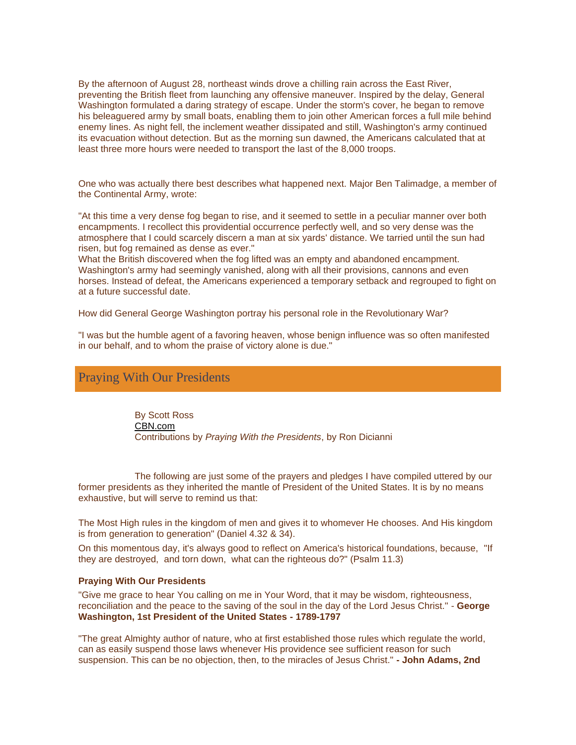By the afternoon of August 28, northeast winds drove a chilling rain across the East River, preventing the British fleet from launching any offensive maneuver. Inspired by the delay, General Washington formulated a daring strategy of escape. Under the storm's cover, he began to remove his beleaguered army by small boats, enabling them to join other American forces a full mile behind enemy lines. As night fell, the inclement weather dissipated and still, Washington's army continued its evacuation without detection. But as the morning sun dawned, the Americans calculated that at least three more hours were needed to transport the last of the 8,000 troops.

One who was actually there best describes what happened next. Major Ben Talimadge, a member of the Continental Army, wrote:

"At this time a very dense fog began to rise, and it seemed to settle in a peculiar manner over both encampments. I recollect this providential occurrence perfectly well, and so very dense was the atmosphere that I could scarcely discern a man at six yards' distance. We tarried until the sun had risen, but fog remained as dense as ever."

What the British discovered when the fog lifted was an empty and abandoned encampment. Washington's army had seemingly vanished, along with all their provisions, cannons and even horses. Instead of defeat, the Americans experienced a temporary setback and regrouped to fight on at a future successful date.

How did General George Washington portray his personal role in the Revolutionary War?

"I was but the humble agent of a favoring heaven, whose benign influence was so often manifested in our behalf, and to whom the praise of victory alone is due."

## Praying With Our Presidents

By Scott Ross
CBN.com
Contributions by *Praying With the Presidents*, by Ron Dicianni

The following are just some of the prayers and pledges I have compiled uttered by our former presidents as they inherited the mantle of President of the United States. It is by no means exhaustive, but will serve to remind us that:

The Most High rules in the kingdom of men and gives it to whomever He chooses. And His kingdom is from generation to generation" (Daniel 4.32 & 34).

On this momentous day, it's always good to reflect on America's historical foundations, because, "If they are destroyed, and torn down, what can the righteous do?" (Psalm 11.3)

**Praying With Our Presidents**

"Give me grace to hear You calling on me in Your Word, that it may be wisdom, righteousness, reconciliation and the peace to the saving of the soul in the day of the Lord Jesus Christ." - **George Washington, 1st President of the United States - 1789-1797**

"The great Almighty author of nature, who at first established those rules which regulate the world, can as easily suspend those laws whenever His providence see sufficient reason for such suspension. This can be no objection, then, to the miracles of Jesus Christ." **- John Adams, 2nd**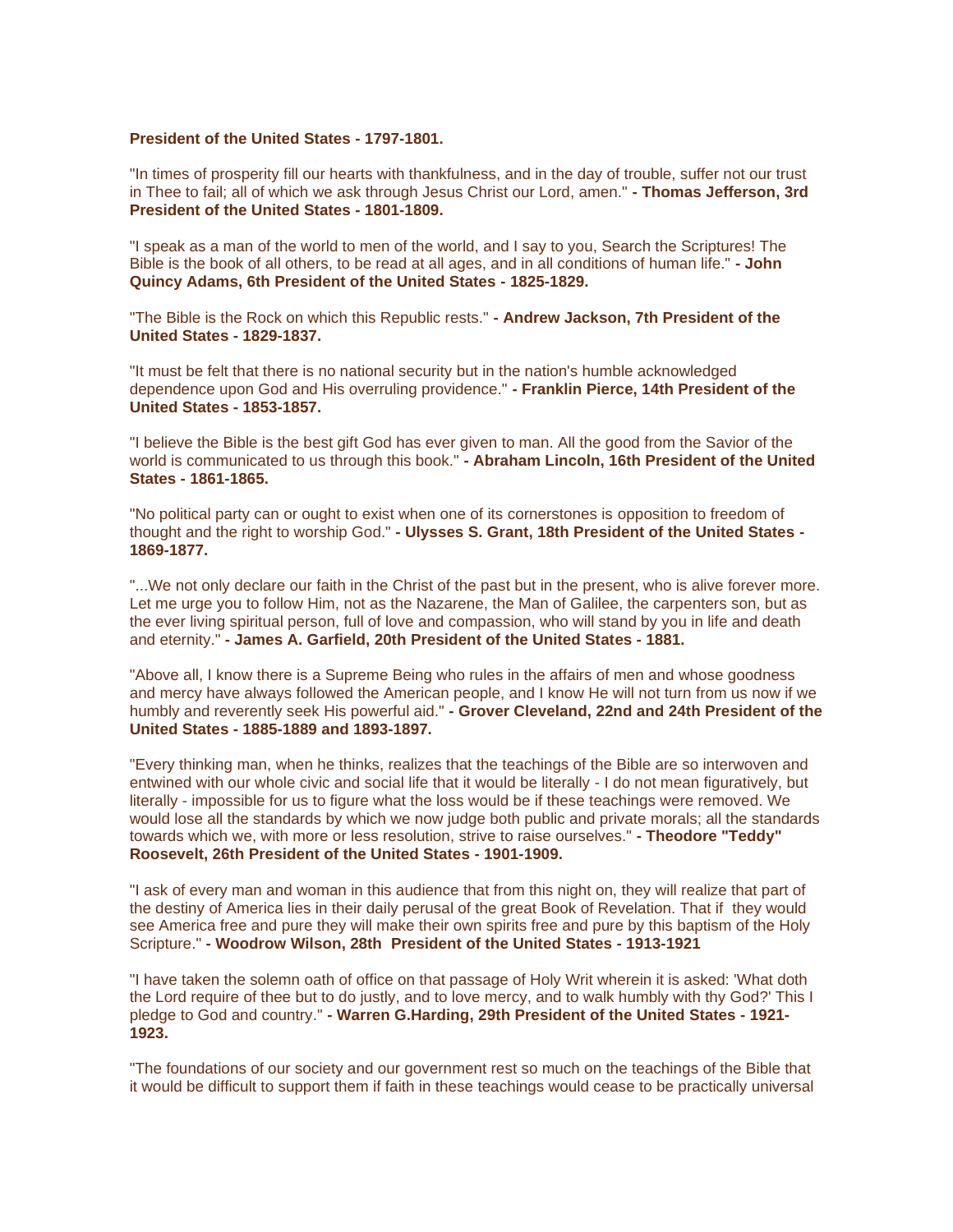**President of the United States - 1797-1801.**

"In times of prosperity fill our hearts with thankfulness, and in the day of trouble, suffer not our trust in Thee to fail; all of which we ask through Jesus Christ our Lord, amen." **- Thomas Jefferson, 3rd President of the United States - 1801-1809.**

"I speak as a man of the world to men of the world, and I say to you, Search the Scriptures! The Bible is the book of all others, to be read at all ages, and in all conditions of human life." **- John Quincy Adams, 6th President of the United States - 1825-1829.**

"The Bible is the Rock on which this Republic rests." **- Andrew Jackson, 7th President of the United States - 1829-1837.**

"It must be felt that there is no national security but in the nation's humble acknowledged dependence upon God and His overruling providence." **- Franklin Pierce, 14th President of the United States - 1853-1857.**

"I believe the Bible is the best gift God has ever given to man. All the good from the Savior of the world is communicated to us through this book." **- Abraham Lincoln, 16th President of the United States - 1861-1865.**

"No political party can or ought to exist when one of its cornerstones is opposition to freedom of thought and the right to worship God." **- Ulysses S. Grant, 18th President of the United States - 1869-1877.**

"...We not only declare our faith in the Christ of the past but in the present, who is alive forever more. Let me urge you to follow Him, not as the Nazarene, the Man of Galilee, the carpenters son, but as the ever living spiritual person, full of love and compassion, who will stand by you in life and death and eternity." **- James A. Garfield, 20th President of the United States - 1881.**

"Above all, I know there is a Supreme Being who rules in the affairs of men and whose goodness and mercy have always followed the American people, and I know He will not turn from us now if we humbly and reverently seek His powerful aid." **- Grover Cleveland, 22nd and 24th President of the United States - 1885-1889 and 1893-1897.**

"Every thinking man, when he thinks, realizes that the teachings of the Bible are so interwoven and entwined with our whole civic and social life that it would be literally - I do not mean figuratively, but literally - impossible for us to figure what the loss would be if these teachings were removed. We would lose all the standards by which we now judge both public and private morals; all the standards towards which we, with more or less resolution, strive to raise ourselves." **- Theodore "Teddy" Roosevelt, 26th President of the United States - 1901-1909.**

"I ask of every man and woman in this audience that from this night on, they will realize that part of the destiny of America lies in their daily perusal of the great Book of Revelation. That if they would see America free and pure they will make their own spirits free and pure by this baptism of the Holy Scripture." **- Woodrow Wilson, 28th President of the United States - 1913-1921**

"I have taken the solemn oath of office on that passage of Holy Writ wherein it is asked: 'What doth the Lord require of thee but to do justly, and to love mercy, and to walk humbly with thy God?' This I pledge to God and country." **- Warren G.Harding, 29th President of the United States - 1921-1923.**

"The foundations of our society and our government rest so much on the teachings of the Bible that it would be difficult to support them if faith in these teachings would cease to be practically universal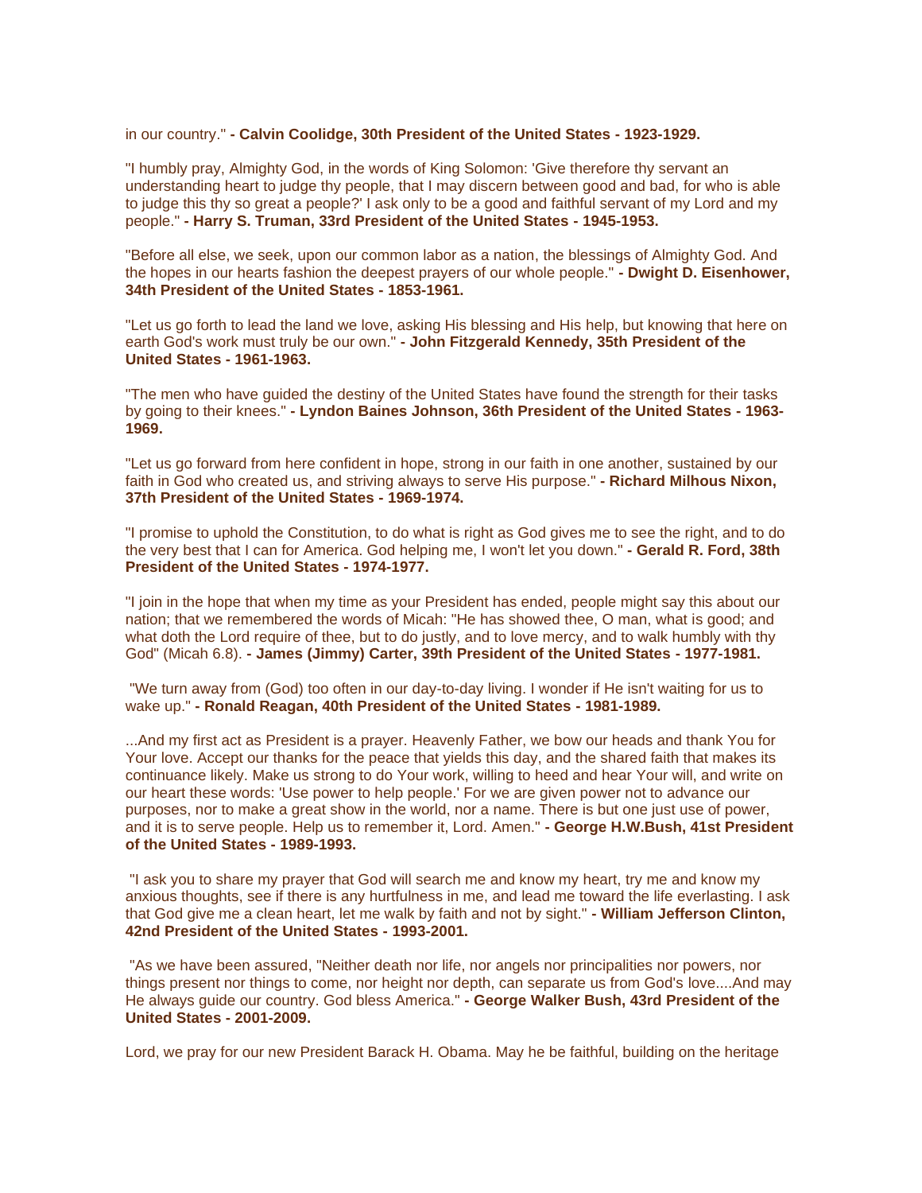in our country." **- Calvin Coolidge, 30th President of the United States - 1923-1929.**

"I humbly pray, Almighty God, in the words of King Solomon: 'Give therefore thy servant an understanding heart to judge thy people, that I may discern between good and bad, for who is able to judge this thy so great a people?' I ask only to be a good and faithful servant of my Lord and my people." **- Harry S. Truman, 33rd President of the United States - 1945-1953.**

"Before all else, we seek, upon our common labor as a nation, the blessings of Almighty God. And the hopes in our hearts fashion the deepest prayers of our whole people." **- Dwight D. Eisenhower, 34th President of the United States - 1853-1961.**

"Let us go forth to lead the land we love, asking His blessing and His help, but knowing that here on earth God's work must truly be our own." **- John Fitzgerald Kennedy, 35th President of the United States - 1961-1963.**

"The men who have guided the destiny of the United States have found the strength for their tasks by going to their knees." **- Lyndon Baines Johnson, 36th President of the United States - 1963-1969.**

"Let us go forward from here confident in hope, strong in our faith in one another, sustained by our faith in God who created us, and striving always to serve His purpose." **- Richard Milhous Nixon, 37th President of the United States - 1969-1974.**

"I promise to uphold the Constitution, to do what is right as God gives me to see the right, and to do the very best that I can for America. God helping me, I won't let you down." **- Gerald R. Ford, 38th President of the United States - 1974-1977.**

"I join in the hope that when my time as your President has ended, people might say this about our nation; that we remembered the words of Micah: "He has showed thee, O man, what is good; and what doth the Lord require of thee, but to do justly, and to love mercy, and to walk humbly with thy God" (Micah 6.8). **- James (Jimmy) Carter, 39th President of the United States - 1977-1981.**

"We turn away from (God) too often in our day-to-day living. I wonder if He isn't waiting for us to wake up." **- Ronald Reagan, 40th President of the United States - 1981-1989.**

...And my first act as President is a prayer. Heavenly Father, we bow our heads and thank You for Your love. Accept our thanks for the peace that yields this day, and the shared faith that makes its continuance likely. Make us strong to do Your work, willing to heed and hear Your will, and write on our heart these words: 'Use power to help people.' For we are given power not to advance our purposes, nor to make a great show in the world, nor a name. There is but one just use of power, and it is to serve people. Help us to remember it, Lord. Amen." **- George H.W.Bush, 41st President of the United States - 1989-1993.**

"I ask you to share my prayer that God will search me and know my heart, try me and know my anxious thoughts, see if there is any hurtfulness in me, and lead me toward the life everlasting. I ask that God give me a clean heart, let me walk by faith and not by sight." **- William Jefferson Clinton, 42nd President of the United States - 1993-2001.**

"As we have been assured, "Neither death nor life, nor angels nor principalities nor powers, nor things present nor things to come, nor height nor depth, can separate us from God's love....And may He always guide our country. God bless America." **- George Walker Bush, 43rd President of the United States - 2001-2009.**

Lord, we pray for our new President Barack H. Obama. May he be faithful, building on the heritage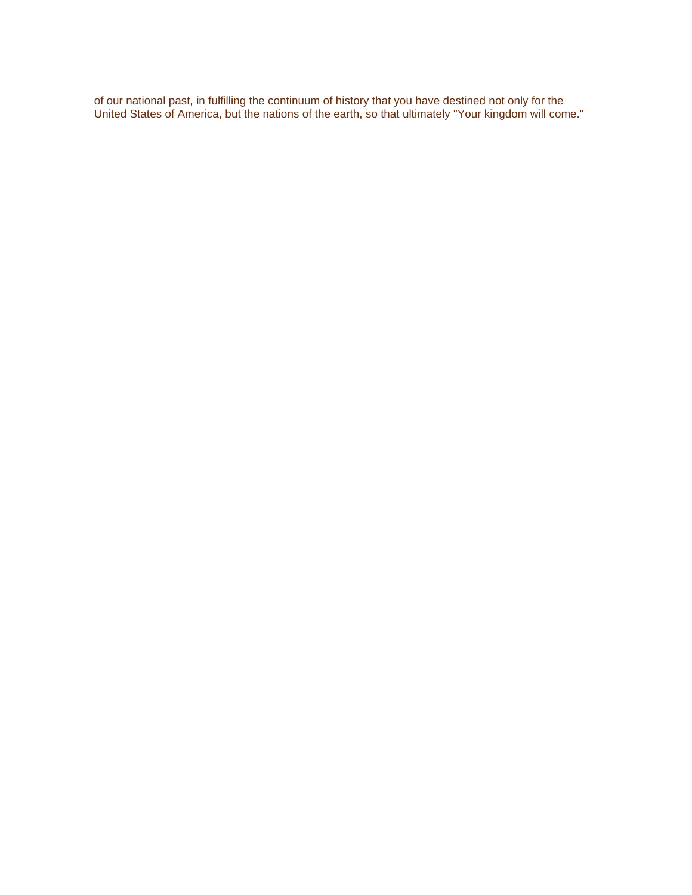of our national past, in fulfilling the continuum of history that you have destined not only for the United States of America, but the nations of the earth, so that ultimately "Your kingdom will come."